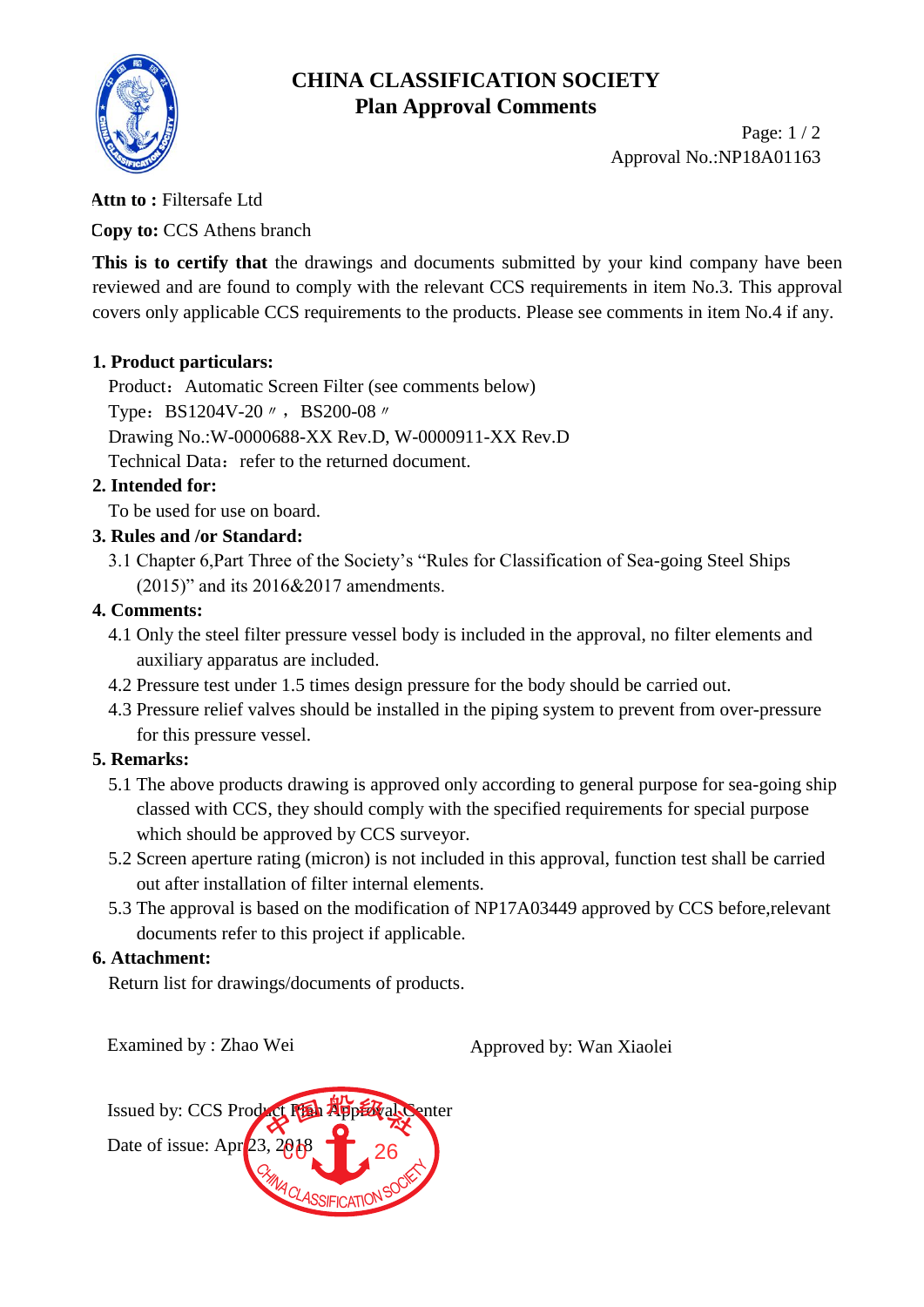# CHINA CLASSIFICATION SOCIETY
## Plan Approval Comments

Approval No.:NP18A01163

**Attn to :** Filtersafe Ltd

**Copy to:** CCS Athens branch

**This is to certify that** the drawings and documents submitted by your kind company have been reviewed and are found to comply with the relevant CCS requirements in item No.3. This approval covers only applicable CCS requirements to the products. Please see comments in item No.4 if any.

**1. Product particulars:**

Product： Automatic Screen Filter (see comments below)

Type： BS1204V-20〃， BS200-08〃

Drawing No.:W-0000688-XX Rev.D, W-0000911-XX Rev.D

Technical Data： refer to the returned document.

**2. Intended for:**

To be used for use on board.

**3. Rules and /or Standard:**

3.1 Chapter 6,Part Three of the Society's "Rules for Classification of Sea-going Steel Ships (2015)" and its 2016&2017 amendments.

**4. Comments:**

4.1 Only the steel filter pressure vessel body is included in the approval, no filter elements and auxiliary apparatus are included.

4.2 Pressure test under 1.5 times design pressure for the body should be carried out.

4.3 Pressure relief valves should be installed in the piping system to prevent from over-pressure for this pressure vessel.

**5. Remarks:**

5.1 The above products drawing is approved only according to general purpose for sea-going ship classed with CCS, they should comply with the specified requirements for special purpose which should be approved by CCS surveyor.

5.2 Screen aperture rating (micron) is not included in this approval, function test shall be carried out after installation of filter internal elements.

5.3 The approval is based on the modification of NP17A03449 approved by CCS before,relevant documents refer to this project if applicable.

**6. Attachment:**

Return list for drawings/documents of products.

Examined by : Zhao Wei

Approved by: Wan Xiaolei

Issued by: CCS Product Plan Approval Center

Date of issue: Apr 23, 2018

中国船级社 00 26 CHINA CLASSIFICATION SOCIETY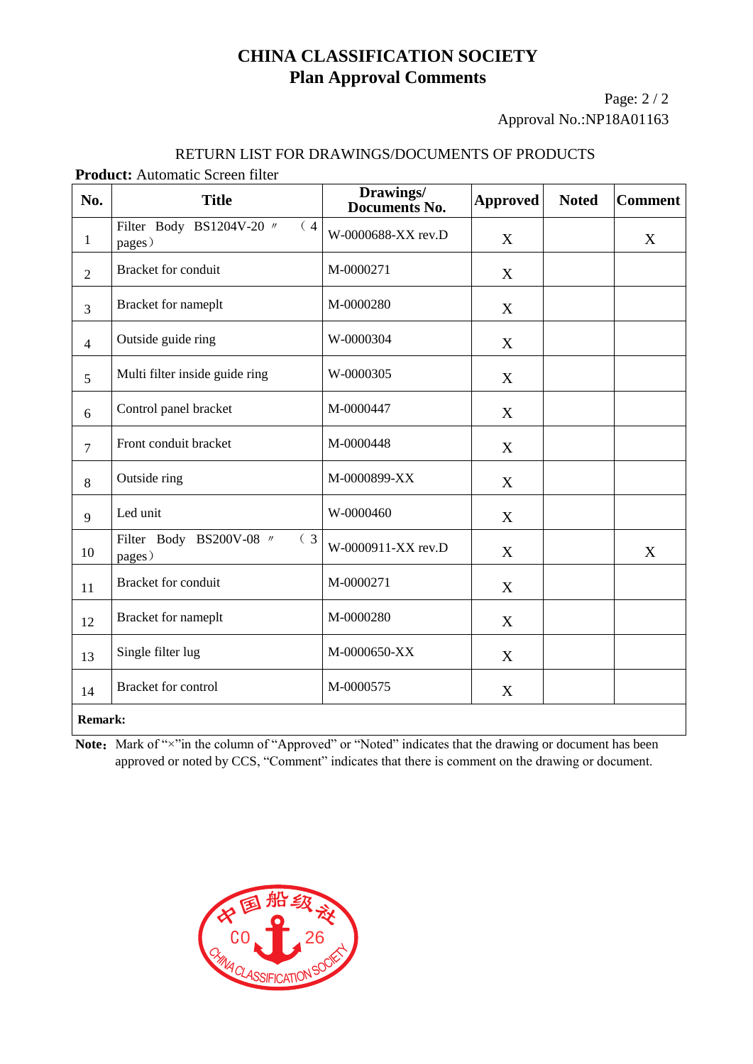# CHINA CLASSIFICATION SOCIETY
## Plan Approval Comments

Page: 2 / 2
Approval No.:NP18A01163

RETURN LIST FOR DRAWINGS/DOCUMENTS OF PRODUCTS

**Product:** Automatic Screen filter

| No. | Title | Drawings/ Documents No. | Approved | Noted | Comment |
|---|---|---|---|---|---|
| 1 | Filter Body BS1204V-20 〃 （4 pages） | W-0000688-XX rev.D | X | | X |
| 2 | Bracket for conduit | M-0000271 | X | | |
| 3 | Bracket for nameplt | M-0000280 | X | | |
| 4 | Outside guide ring | W-0000304 | X | | |
| 5 | Multi filter inside guide ring | W-0000305 | X | | |
| 6 | Control panel bracket | M-0000447 | X | | |
| 7 | Front conduit bracket | M-0000448 | X | | |
| 8 | Outside ring | M-0000899-XX | X | | |
| 9 | Led unit | W-0000460 | X | | |
| 10 | Filter Body BS200V-08 〃 （3 pages） | W-0000911-XX rev.D | X | | X |
| 11 | Bracket for conduit | M-0000271 | X | | |
| 12 | Bracket for nameplt | M-0000280 | X | | |
| 13 | Single filter lug | M-0000650-XX | X | | |
| 14 | Bracket for control | M-0000575 | X | | |
| **Remark:** | | | | | |

**Note：** Mark of "×"in the column of "Approved" or "Noted" indicates that the drawing or document has been approved or noted by CCS, "Comment" indicates that there is comment on the drawing or document.

中国船级社 CO 26 CHINA CLASSIFICATION SOCIETY